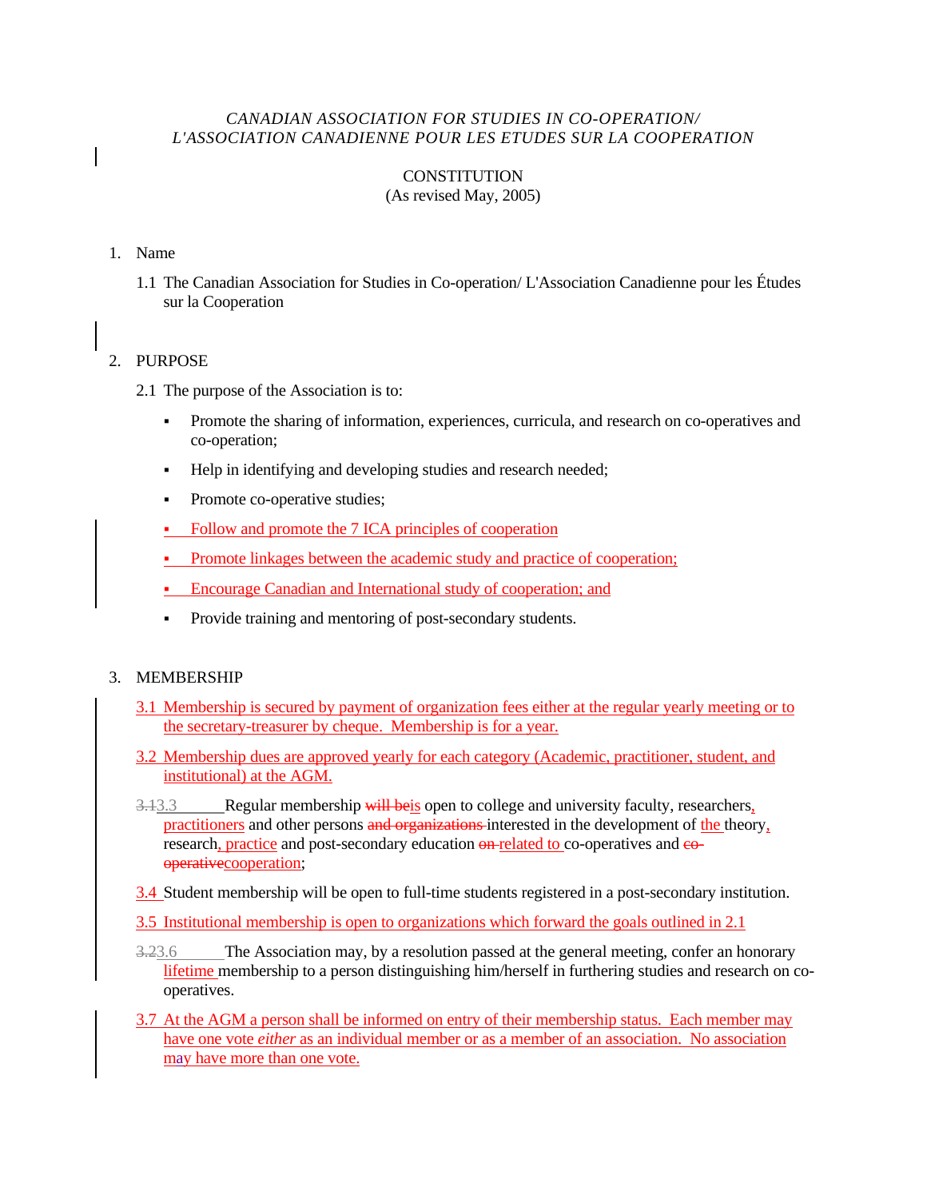*CANADIAN ASSOCIATION FOR STUDIES IN CO-OPERATION/*
*L'ASSOCIATION CANADIENNE POUR LES ETUDES SUR LA COOPERATION*

CONSTITUTION
(As revised May, 2005)

1. Name

   1.1 The Canadian Association for Studies in Co-operation/ L'Association Canadienne pour les Études sur la Cooperation

2. PURPOSE

   2.1 The purpose of the Association is to:

   - Promote the sharing of information, experiences, curricula, and research on co-operatives and co-operation;
   - Help in identifying and developing studies and research needed;
   - Promote co-operative studies;
   - Follow and promote the 7 ICA principles of cooperation
   - Promote linkages between the academic study and practice of cooperation;
   - Encourage Canadian and International study of cooperation; and
   - Provide training and mentoring of post-secondary students.

3. MEMBERSHIP

   3.1 Membership is secured by payment of organization fees either at the regular yearly meeting or to the secretary-treasurer by cheque. Membership is for a year.

   3.2 Membership dues are approved yearly for each category (Academic, practitioner, student, and institutional) at the AGM.

   ~~3.1~~3.3 Regular membership ~~will be~~is open to college and university faculty, researchers, practitioners and other persons ~~and organizations~~ interested in the development of the theory, research, practice and post-secondary education ~~on~~ related to co-operatives and ~~co-operative~~cooperation;

   3.4 Student membership will be open to full-time students registered in a post-secondary institution.

   3.5 Institutional membership is open to organizations which forward the goals outlined in 2.1

   ~~3.2~~3.6 The Association may, by a resolution passed at the general meeting, confer an honorary lifetime membership to a person distinguishing him/herself in furthering studies and research on co-operatives.

   3.7 At the AGM a person shall be informed on entry of their membership status. Each member may have one vote *either* as an individual member or as a member of an association. No association may have more than one vote.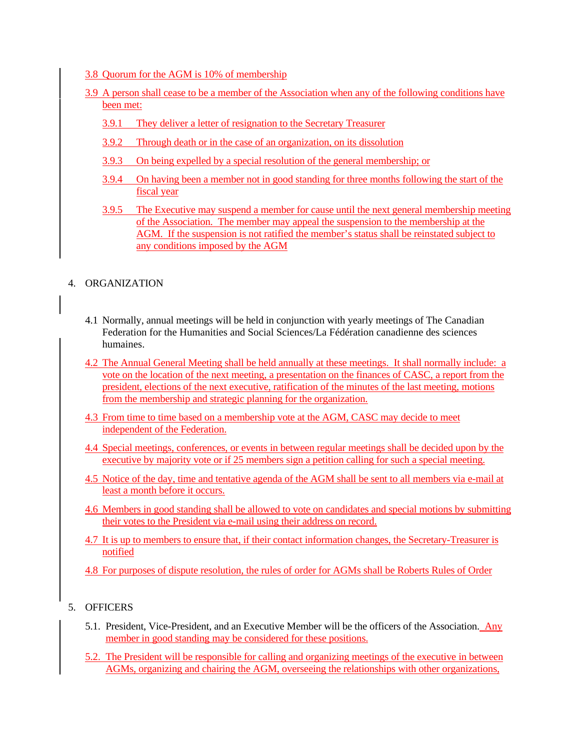3.8 Quorum for the AGM is 10% of membership

3.9 A person shall cease to be a member of the Association when any of the following conditions have been met:

- 3.9.1 They deliver a letter of resignation to the Secretary Treasurer
- 3.9.2 Through death or in the case of an organization, on its dissolution
- 3.9.3 On being expelled by a special resolution of the general membership; or
- 3.9.4 On having been a member not in good standing for three months following the start of the fiscal year
- 3.9.5 The Executive may suspend a member for cause until the next general membership meeting of the Association. The member may appeal the suspension to the membership at the AGM. If the suspension is not ratified the member's status shall be reinstated subject to any conditions imposed by the AGM

4. ORGANIZATION

4.1 Normally, annual meetings will be held in conjunction with yearly meetings of The Canadian Federation for the Humanities and Social Sciences/La Fédération canadienne des sciences humaines.

4.2 The Annual General Meeting shall be held annually at these meetings. It shall normally include: a vote on the location of the next meeting, a presentation on the finances of CASC, a report from the president, elections of the next executive, ratification of the minutes of the last meeting, motions from the membership and strategic planning for the organization.

4.3 From time to time based on a membership vote at the AGM, CASC may decide to meet independent of the Federation.

4.4 Special meetings, conferences, or events in between regular meetings shall be decided upon by the executive by majority vote or if 25 members sign a petition calling for such a special meeting.

4.5 Notice of the day, time and tentative agenda of the AGM shall be sent to all members via e-mail at least a month before it occurs.

4.6 Members in good standing shall be allowed to vote on candidates and special motions by submitting their votes to the President via e-mail using their address on record.

4.7 It is up to members to ensure that, if their contact information changes, the Secretary-Treasurer is notified

4.8 For purposes of dispute resolution, the rules of order for AGMs shall be Roberts Rules of Order

5. OFFICERS

5.1. President, Vice-President, and an Executive Member will be the officers of the Association. Any member in good standing may be considered for these positions.

5.2. The President will be responsible for calling and organizing meetings of the executive in between AGMs, organizing and chairing the AGM, overseeing the relationships with other organizations,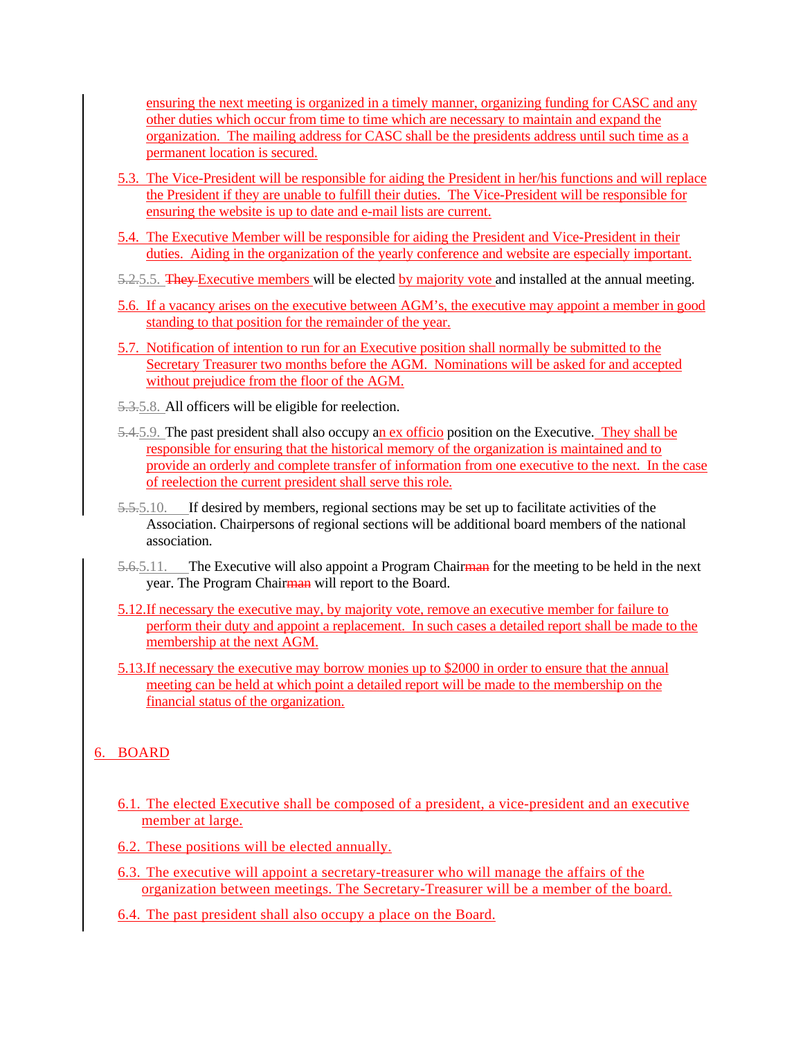ensuring the next meeting is organized in a timely manner, organizing funding for CASC and any other duties which occur from time to time which are necessary to maintain and expand the organization. The mailing address for CASC shall be the presidents address until such time as a permanent location is secured.

5.3. The Vice-President will be responsible for aiding the President in her/his functions and will replace the President if they are unable to fulfill their duties. The Vice-President will be responsible for ensuring the website is up to date and e-mail lists are current.

5.4. The Executive Member will be responsible for aiding the President and Vice-President in their duties. Aiding in the organization of the yearly conference and website are especially important.

~~5.2.~~5.5. ~~They~~ Executive members will be elected by majority vote and installed at the annual meeting.

5.6. If a vacancy arises on the executive between AGM's, the executive may appoint a member in good standing to that position for the remainder of the year.

5.7. Notification of intention to run for an Executive position shall normally be submitted to the Secretary Treasurer two months before the AGM. Nominations will be asked for and accepted without prejudice from the floor of the AGM.

~~5.3.~~5.8. All officers will be eligible for reelection.

~~5.4.~~5.9. The past president shall also occupy an ex officio position on the Executive. They shall be responsible for ensuring that the historical memory of the organization is maintained and to provide an orderly and complete transfer of information from one executive to the next. In the case of reelection the current president shall serve this role.

~~5.5.~~5.10. If desired by members, regional sections may be set up to facilitate activities of the Association. Chairpersons of regional sections will be additional board members of the national association.

~~5.6.~~5.11. The Executive will also appoint a Program Chair~~man~~ for the meeting to be held in the next year. The Program Chair~~man~~ will report to the Board.

5.12. If necessary the executive may, by majority vote, remove an executive member for failure to perform their duty and appoint a replacement. In such cases a detailed report shall be made to the membership at the next AGM.

5.13. If necessary the executive may borrow monies up to $2000 in order to ensure that the annual meeting can be held at which point a detailed report will be made to the membership on the financial status of the organization.

## 6. BOARD

6.1. The elected Executive shall be composed of a president, a vice-president and an executive member at large.

6.2. These positions will be elected annually.

6.3. The executive will appoint a secretary-treasurer who will manage the affairs of the organization between meetings. The Secretary-Treasurer will be a member of the board.

6.4. The past president shall also occupy a place on the Board.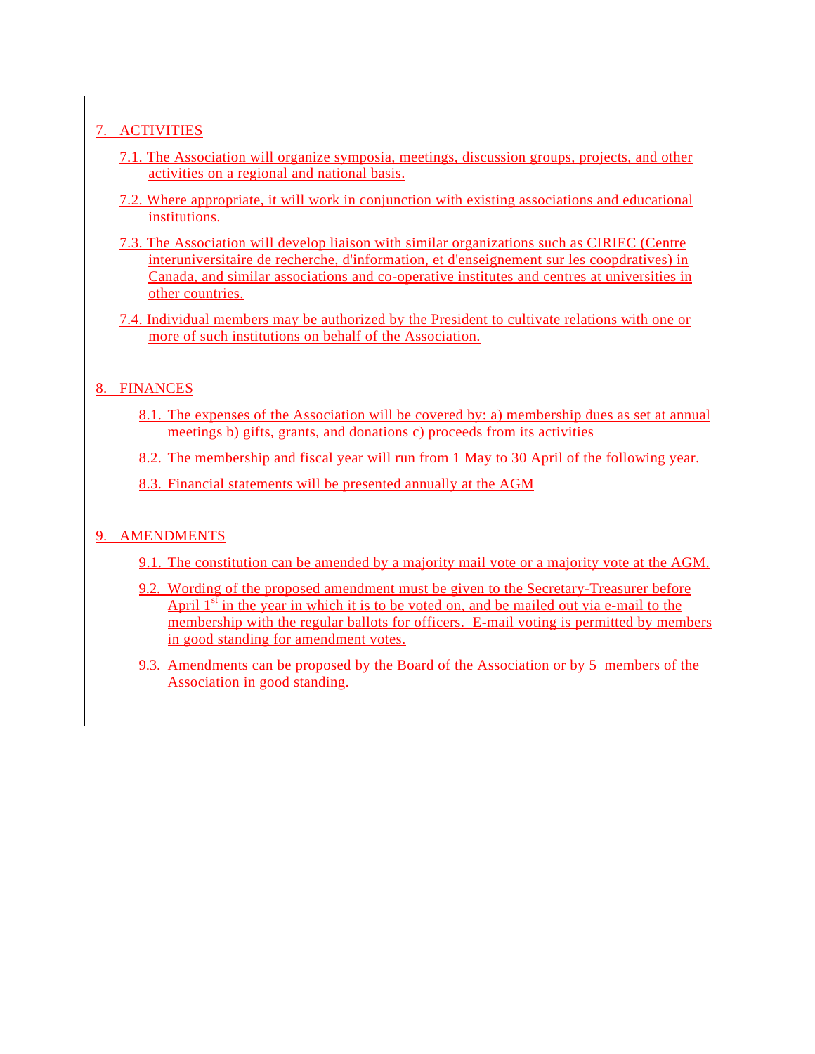## 7. ACTIVITIES

7.1. The Association will organize symposia, meetings, discussion groups, projects, and other activities on a regional and national basis.

7.2. Where appropriate, it will work in conjunction with existing associations and educational institutions.

7.3. The Association will develop liaison with similar organizations such as CIRIEC (Centre interuniversitaire de recherche, d'information, et d'enseignement sur les coopdratives) in Canada, and similar associations and co-operative institutes and centres at universities in other countries.

7.4. Individual members may be authorized by the President to cultivate relations with one or more of such institutions on behalf of the Association.

## 8. FINANCES

8.1. The expenses of the Association will be covered by: a) membership dues as set at annual meetings b) gifts, grants, and donations c) proceeds from its activities

8.2. The membership and fiscal year will run from 1 May to 30 April of the following year.

8.3. Financial statements will be presented annually at the AGM

## 9. AMENDMENTS

9.1. The constitution can be amended by a majority mail vote or a majority vote at the AGM.

9.2. Wording of the proposed amendment must be given to the Secretary-Treasurer before April 1st in the year in which it is to be voted on, and be mailed out via e-mail to the membership with the regular ballots for officers. E-mail voting is permitted by members in good standing for amendment votes.

9.3. Amendments can be proposed by the Board of the Association or by 5 members of the Association in good standing.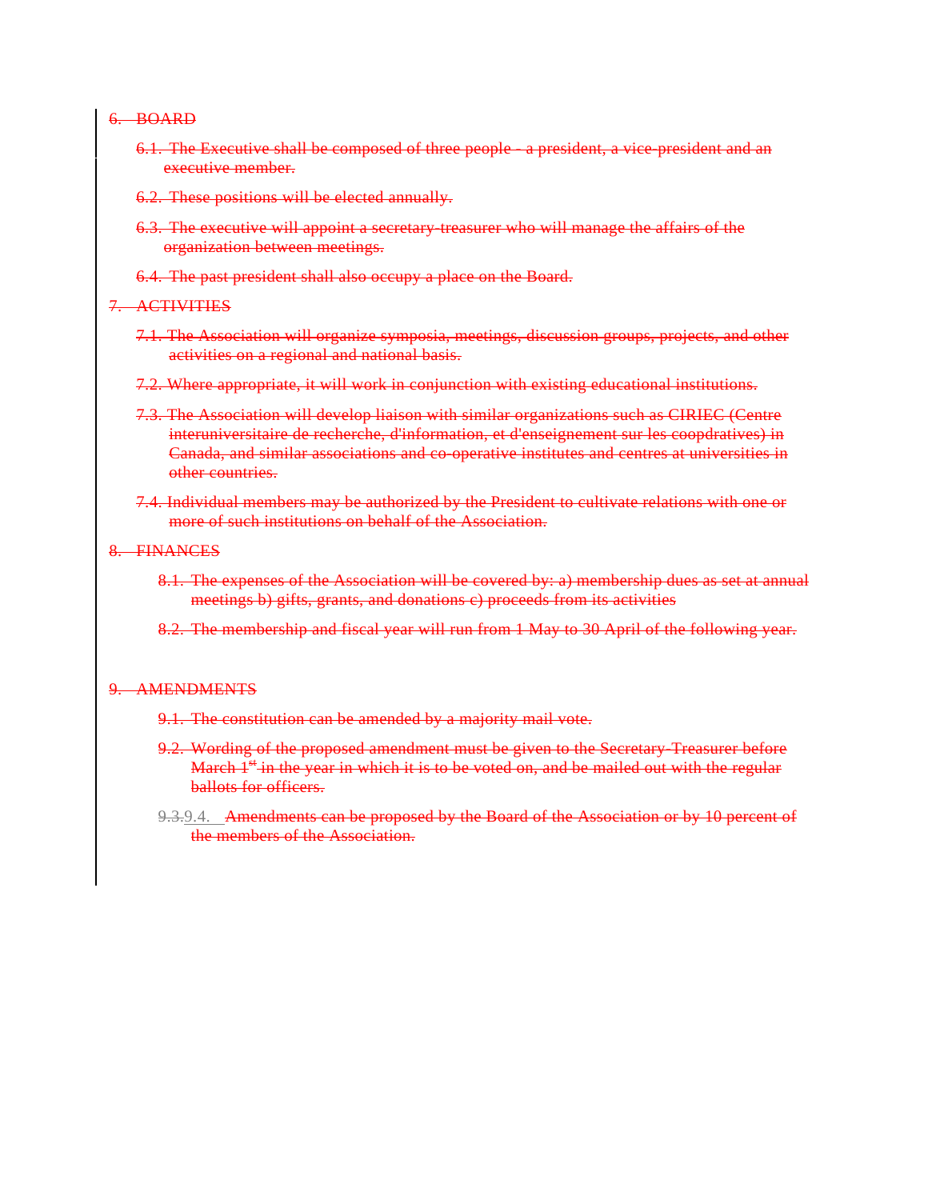6. BOARD

6.1. The Executive shall be composed of three people - a president, a vice-president and an executive member.

6.2. These positions will be elected annually.

6.3. The executive will appoint a secretary-treasurer who will manage the affairs of the organization between meetings.

6.4. The past president shall also occupy a place on the Board.

7. ACTIVITIES

7.1. The Association will organize symposia, meetings, discussion groups, projects, and other activities on a regional and national basis.

7.2. Where appropriate, it will work in conjunction with existing educational institutions.

7.3. The Association will develop liaison with similar organizations such as CIRIEC (Centre interuniversitaire de recherche, d'information, et d'enseignement sur les coopdratives) in Canada, and similar associations and co-operative institutes and centres at universities in other countries.

7.4. Individual members may be authorized by the President to cultivate relations with one or more of such institutions on behalf of the Association.

8. FINANCES

8.1. The expenses of the Association will be covered by: a) membership dues as set at annual meetings b) gifts, grants, and donations c) proceeds from its activities

8.2. The membership and fiscal year will run from 1 May to 30 April of the following year.

9. AMENDMENTS

9.1. The constitution can be amended by a majority mail vote.

9.2. Wording of the proposed amendment must be given to the Secretary-Treasurer before March 1st in the year in which it is to be voted on, and be mailed out with the regular ballots for officers.

9.3.9.4. Amendments can be proposed by the Board of the Association or by 10 percent of the members of the Association.